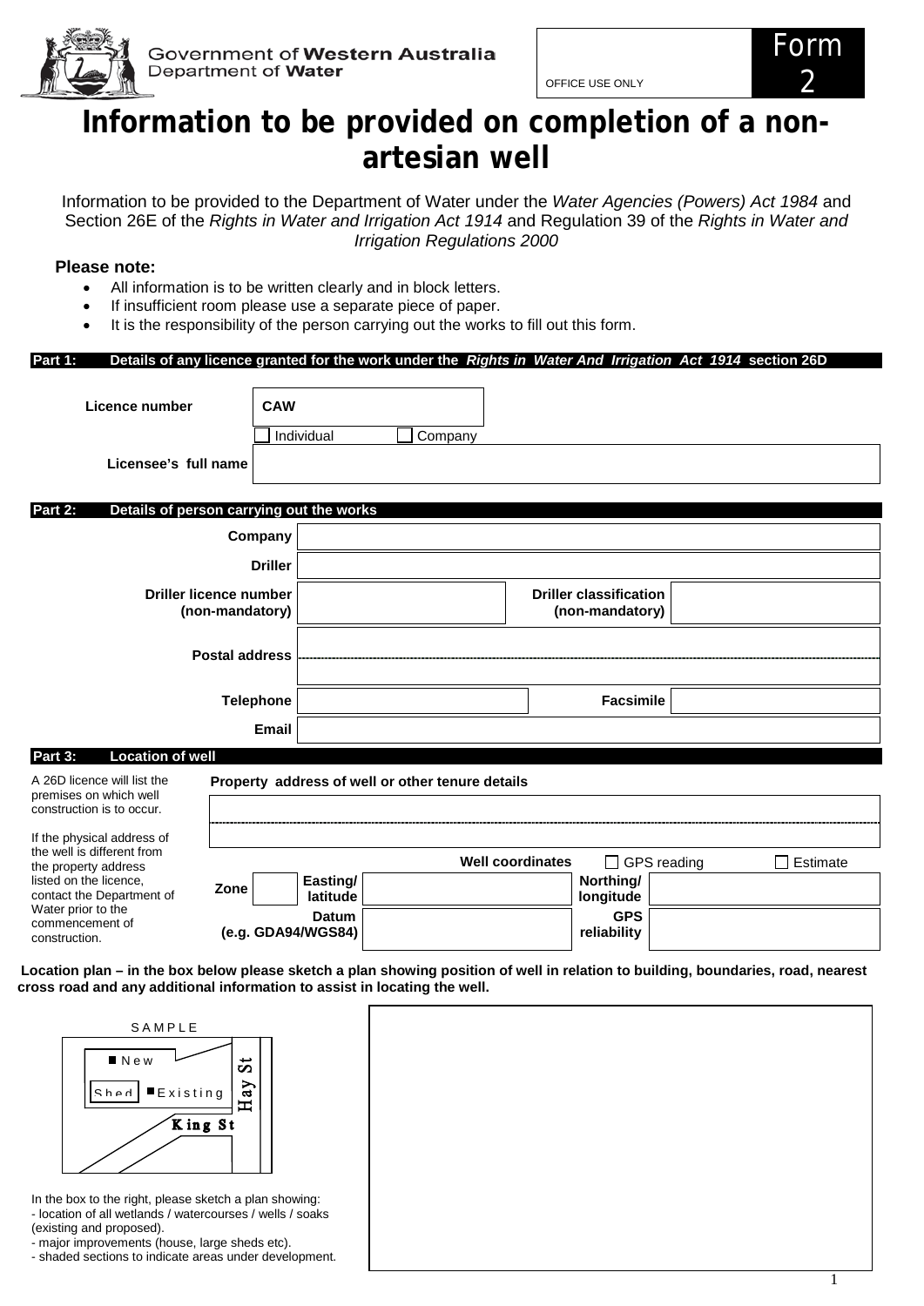Government of Western Australia
Department of Water

OFFICE USE ONLY

Form 2

# Information to be provided on completion of a non-artesian well

Information to be provided to the Department of Water under the *Water Agencies (Powers) Act 1984* and Section 26E of the *Rights in Water and Irrigation Act 1914* and Regulation 39 of the *Rights in Water and Irrigation Regulations 2000*

**Please note:**

- All information is to be written clearly and in block letters.
- If insufficient room please use a separate piece of paper.
- It is the responsibility of the person carrying out the works to fill out this form.

## Part 1: Details of any licence granted for the work under the *Rights in Water And Irrigation Act 1914* section 26D

| | |
|---|---|
| **Licence number** | **CAW** |
| | ☐ Individual ☐ Company |
| **Licensee's full name** | |

## Part 2: Details of person carrying out the works

| | | | |
|---|---|---|---|
| **Company** | | | |
| **Driller** | | | |
| **Driller licence number (non-mandatory)** | | **Driller classification (non-mandatory)** | |
| **Postal address** | | | |
| **Telephone** | | **Facsimile** | |
| **Email** | | | |

## Part 3: Location of well

A 26D licence will list the premises on which well construction is to occur.

If the physical address of the well is different from the property address listed on the licence, contact the Department of Water prior to the commencement of construction.

**Property address of well or other tenure details**

| | | | | |
|---|---|---|---|---|
| | | **Well coordinates** | ☐ GPS reading | ☐ Estimate |
| **Zone** | **Easting/ latitude** | | **Northing/ longitude** | |
| **Datum (e.g. GDA94/WGS84)** | | | **GPS reliability** | |

**Location plan – in the box below please sketch a plan showing position of well in relation to building, boundaries, road, nearest cross road and any additional information to assist in locating the well.**

SAMPLE

New
Shed Existing
Hay St
King St

In the box to the right, please sketch a plan showing:
- location of all wetlands / watercourses / wells / soaks (existing and proposed).
- major improvements (house, large sheds etc).
- shaded sections to indicate areas under development.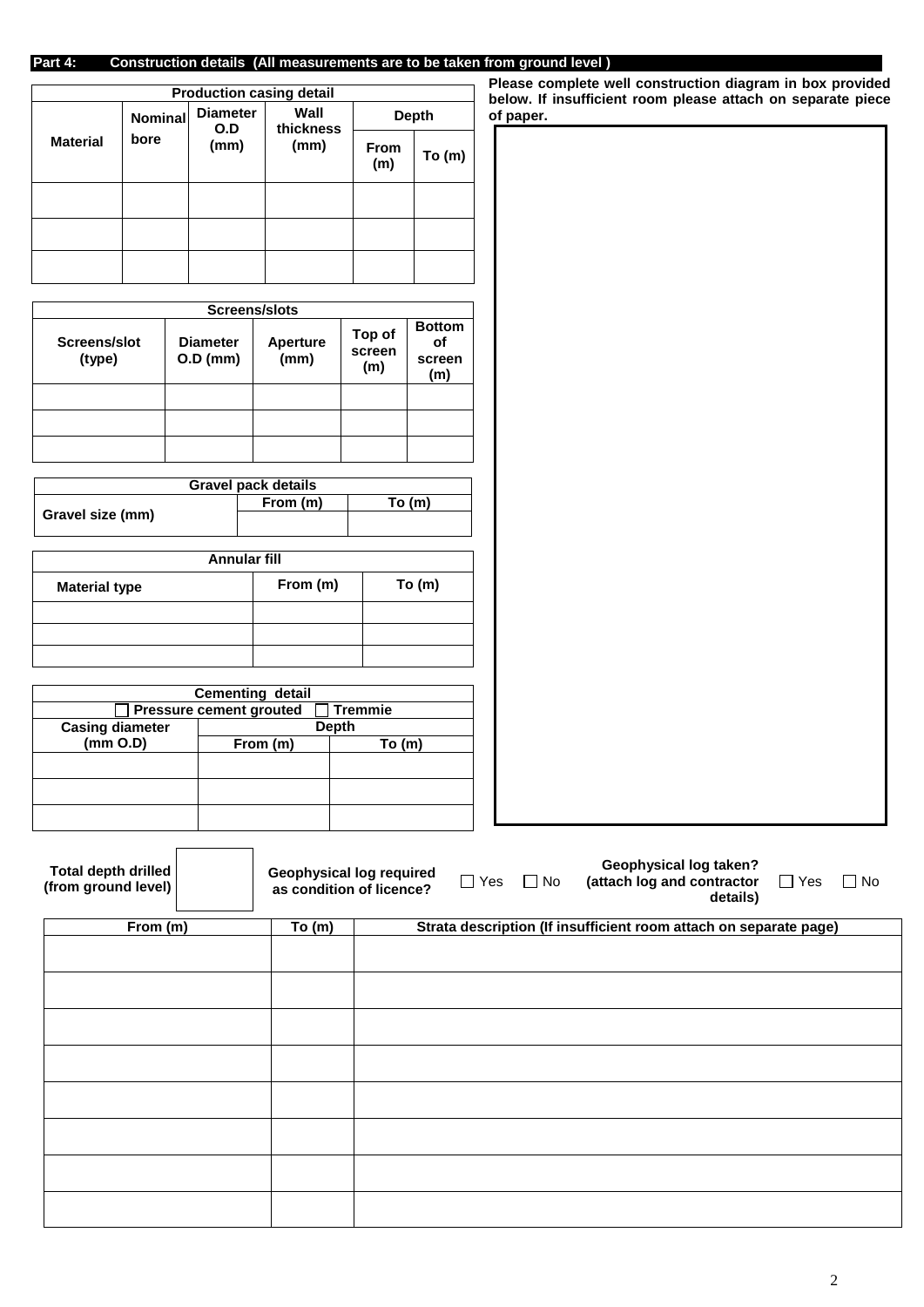## Part 4: Construction details (All measurements are to be taken from ground level )

| Production casing detail | | | | | |
|---|---|---|---|---|---|
| Material | Nominal bore | Diameter O.D (mm) | Wall thickness (mm) | Depth | |
| | | | | From (m) | To (m) |
| | | | | | |
| | | | | | |
| | | | | | |

Please complete well construction diagram in box provided below. If insufficient room please attach on separate piece of paper.

| Screens/slots | | | | |
|---|---|---|---|---|
| Screens/slot (type) | Diameter O.D (mm) | Aperture (mm) | Top of screen (m) | Bottom of screen (m) |
| | | | | |
| | | | | |
| | | | | |

| Gravel pack details | | |
|---|---|---|
| Gravel size (mm) | From (m) | To (m) |
| | | |

| Annular fill | | |
|---|---|---|
| Material type | From (m) | To (m) |
| | | |
| | | |
| | | |

| Cementing detail | | |
|---|---|---|
| ☐ Pressure cement grouted ☐ Tremmie | | |
| Casing diameter (mm O.D) | Depth | |
| | From (m) | To (m) |
| | | |
| | | |
| | | |

Total depth drilled (from ground level) ____

Geophysical log required as condition of licence? ☐ Yes ☐ No

Geophysical log taken? (attach log and contractor details) ☐ Yes ☐ No

| From (m) | To (m) | Strata description (If insufficient room attach on separate page) |
|---|---|---|
| | | |
| | | |
| | | |
| | | |
| | | |
| | | |
| | | |
| | | |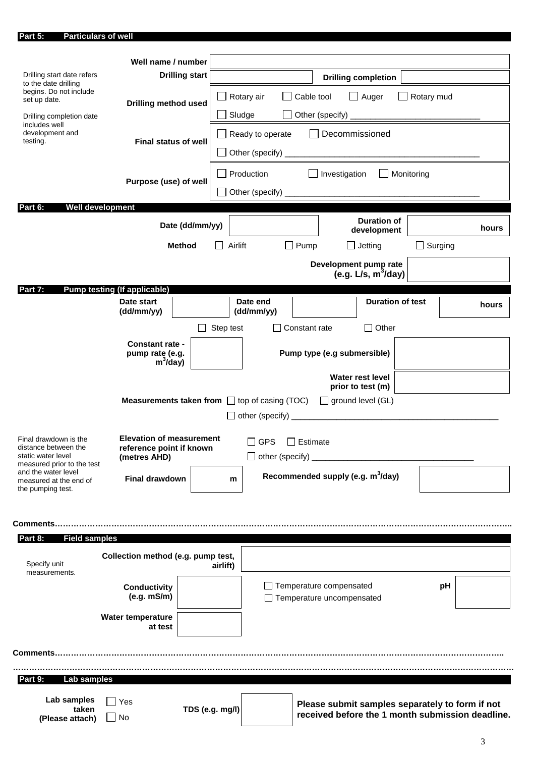## Part 5: Particulars of well

Drilling start date refers to the date drilling begins. Do not include set up date.

Drilling completion date includes well development and testing.

| | |
|---|---|
| **Well name / number** | |
| **Drilling start** | &nbsp;&nbsp;&nbsp;&nbsp; **Drilling completion** |
| **Drilling method used** | ☐ Rotary air ☐ Cable tool ☐ Auger ☐ Rotary mud<br>☐ Sludge ☐ Other (specify) ___________________________ |
| **Final status of well** | ☐ Ready to operate ☐ Decommissioned<br>☐ Other (specify) __________________________________________ |
| **Purpose (use) of well** | ☐ Production ☐ Investigation ☐ Monitoring<br>☐ Other (specify) __________________________________________ |

## Part 6: Well development

**Date (dd/mm/yy)** &nbsp;&nbsp;&nbsp;&nbsp; **Duration of development** &nbsp;&nbsp;&nbsp;&nbsp; **hours**

**Method** ☐ Airlift ☐ Pump ☐ Jetting ☐ Surging

**Development pump rate (e.g. L/s, $m^3$/day)**

## Part 7: Pump testing (If applicable)

**Date start (dd/mm/yy)** &nbsp;&nbsp;&nbsp;&nbsp; **Date end (dd/mm/yy)** &nbsp;&nbsp;&nbsp;&nbsp; **Duration of test** &nbsp;&nbsp;&nbsp;&nbsp; **hours**

☐ Step test ☐ Constant rate ☐ Other

**Constant rate - pump rate (e.g. $m^3$/day)** &nbsp;&nbsp;&nbsp;&nbsp; **Pump type (e.g submersible)**

**Water rest level prior to test (m)**

**Measurements taken from** ☐ top of casing (TOC) ☐ ground level (GL)

☐ other (specify) ______________________________________________

Final drawdown is the distance between the static water level measured prior to the test and the water level measured at the end of the pumping test.

**Elevation of measurement reference point if known (metres AHD)** ☐ GPS ☐ Estimate

☐ other (specify) __________________________________

**Final drawdown** &nbsp;&nbsp;&nbsp;&nbsp; **m** &nbsp;&nbsp;&nbsp;&nbsp; **Recommended supply (e.g. $m^3$/day)**

**Comments**…………………………………………………………………………………………………………………………………………..

## Part 8: Field samples

Specify unit measurements.

**Collection method (e.g. pump test, airlift)**

**Conductivity (e.g. mS/m)** &nbsp;&nbsp;&nbsp;&nbsp; ☐ Temperature compensated ☐ Temperature uncompensated &nbsp;&nbsp;&nbsp;&nbsp; **pH**

**Water temperature at test**

**Comments**…………………………………………………………………………………………………………………………………………..

…………………………………………………………………………………………………………………………………………………………

## Part 9: Lab samples

**Lab samples taken (Please attach)** ☐ Yes ☐ No &nbsp;&nbsp;&nbsp;&nbsp; **TDS (e.g. mg/l)**

**Please submit samples separately to form if not received before the 1 month submission deadline.**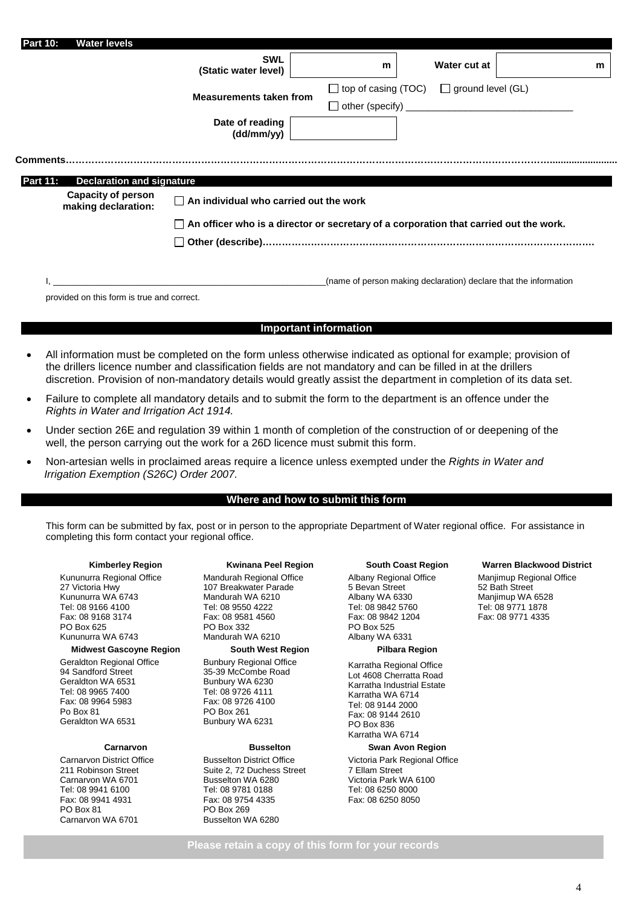## Part 10: Water levels

| | | | |
|---|---|---|---|
| **SWL (Static water level)** | m | **Water cut at** | m |

**Measurements taken from** ☐ top of casing (TOC) ☐ ground level (GL)

☐ other (specify) ______________________________

**Date of reading (dd/mm/yy)** ____________

**Comments**…………………………………………………………………………………………………………………………………………

## Part 11: Declaration and signature

**Capacity of person making declaration:**

☐ **An individual who carried out the work**

☐ **An officer who is a director or secretary of a corporation that carried out the work.**

☐ **Other (describe)**………………………………………………………………………………………

I, ______________________________________________________(name of person making declaration) declare that the information provided on this form is true and correct.

## Important information

- All information must be completed on the form unless otherwise indicated as optional for example; provision of the drillers licence number and classification fields are not mandatory and can be filled in at the drillers discretion. Provision of non-mandatory details would greatly assist the department in completion of its data set.
- Failure to complete all mandatory details and to submit the form to the department is an offence under the *Rights in Water and Irrigation Act 1914.*
- Under section 26E and regulation 39 within 1 month of completion of the construction of or deepening of the well, the person carrying out the work for a 26D licence must submit this form.
- Non-artesian wells in proclaimed areas require a licence unless exempted under the *Rights in Water and Irrigation Exemption (S26C) Order 2007.*

## Where and how to submit this form

This form can be submitted by fax, post or in person to the appropriate Department of Water regional office. For assistance in completing this form contact your regional office.

**Kimberley Region**
Kununurra Regional Office
27 Victoria Hwy
Kununurra WA 6743
Tel: 08 9166 4100
Fax: 08 9168 3174
PO Box 625
Kununurra WA 6743

**Midwest Gascoyne Region**
Geraldton Regional Office
94 Sandford Street
Geraldton WA 6531
Tel: 08 9965 7400
Fax: 08 9964 5983
Po Box 81
Geraldton WA 6531

**Carnarvon**
Carnarvon District Office
211 Robinson Street
Carnarvon WA 6701
Tel: 08 9941 6100
Fax: 08 9941 4931
PO Box 81
Carnarvon WA 6701

**Kwinana Peel Region**
Mandurah Regional Office
107 Breakwater Parade
Mandurah WA 6210
Tel: 08 9550 4222
Fax: 08 9581 4560
PO Box 332
Mandurah WA 6210

**South West Region**
Bunbury Regional Office
35-39 McCombe Road
Bunbury WA 6230
Tel: 08 9726 4111
Fax: 08 9726 4100
PO Box 261
Bunbury WA 6231

**Busselton**
Busselton District Office
Suite 2, 72 Duchess Street
Busselton WA 6280
Tel: 08 9781 0188
Fax: 08 9754 4335
PO Box 269
Busselton WA 6280

**South Coast Region**
Albany Regional Office
5 Bevan Street
Albany WA 6330
Tel: 08 9842 5760
Fax: 08 9842 1204
PO Box 525
Albany WA 6331

**Pilbara Region**
Karratha Regional Office
Lot 4608 Cherratta Road
Karratha Industrial Estate
Karratha WA 6714
Tel: 08 9144 2000
Fax: 08 9144 2610
PO Box 836
Karratha WA 6714

**Swan Avon Region**
Victoria Park Regional Office
7 Ellam Street
Victoria Park WA 6100
Tel: 08 6250 8000
Fax: 08 6250 8050

**Warren Blackwood District**
Manjimup Regional Office
52 Bath Street
Manjimup WA 6528
Tel: 08 9771 1878
Fax: 08 9771 4335

**Please retain a copy of this form for your records**